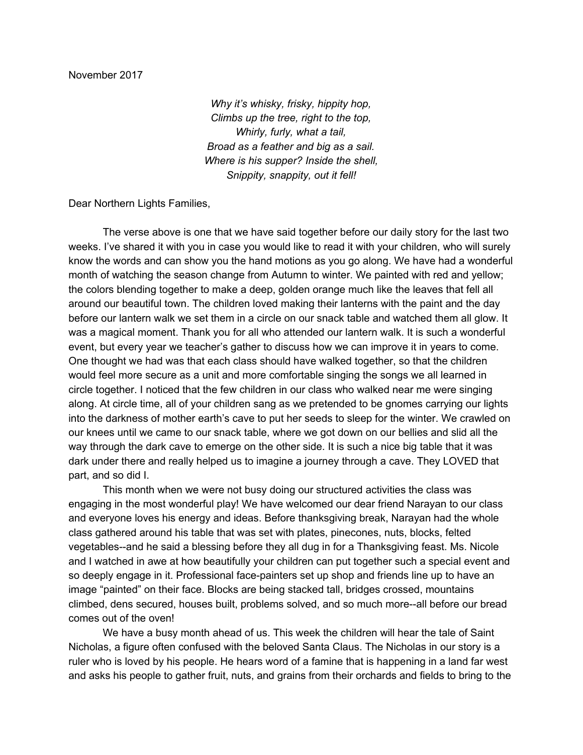November 2017

*Why it's whisky, frisky, hippity hop,*
*Climbs up the tree, right to the top,*
*Whirly, furly, what a tail,*
*Broad as a feather and big as a sail.*
*Where is his supper? Inside the shell,*
*Snippity, snappity, out it fell!*

Dear Northern Lights Families,

The verse above is one that we have said together before our daily story for the last two weeks. I've shared it with you in case you would like to read it with your children, who will surely know the words and can show you the hand motions as you go along. We have had a wonderful month of watching the season change from Autumn to winter. We painted with red and yellow; the colors blending together to make a deep, golden orange much like the leaves that fell all around our beautiful town. The children loved making their lanterns with the paint and the day before our lantern walk we set them in a circle on our snack table and watched them all glow. It was a magical moment. Thank you for all who attended our lantern walk. It is such a wonderful event, but every year we teacher's gather to discuss how we can improve it in years to come. One thought we had was that each class should have walked together, so that the children would feel more secure as a unit and more comfortable singing the songs we all learned in circle together. I noticed that the few children in our class who walked near me were singing along. At circle time, all of your children sang as we pretended to be gnomes carrying our lights into the darkness of mother earth's cave to put her seeds to sleep for the winter. We crawled on our knees until we came to our snack table, where we got down on our bellies and slid all the way through the dark cave to emerge on the other side. It is such a nice big table that it was dark under there and really helped us to imagine a journey through a cave. They LOVED that part, and so did I.

This month when we were not busy doing our structured activities the class was engaging in the most wonderful play! We have welcomed our dear friend Narayan to our class and everyone loves his energy and ideas. Before thanksgiving break, Narayan had the whole class gathered around his table that was set with plates, pinecones, nuts, blocks, felted vegetables--and he said a blessing before they all dug in for a Thanksgiving feast. Ms. Nicole and I watched in awe at how beautifully your children can put together such a special event and so deeply engage in it. Professional face-painters set up shop and friends line up to have an image "painted" on their face. Blocks are being stacked tall, bridges crossed, mountains climbed, dens secured, houses built, problems solved, and so much more--all before our bread comes out of the oven!

We have a busy month ahead of us. This week the children will hear the tale of Saint Nicholas, a figure often confused with the beloved Santa Claus. The Nicholas in our story is a ruler who is loved by his people. He hears word of a famine that is happening in a land far west and asks his people to gather fruit, nuts, and grains from their orchards and fields to bring to the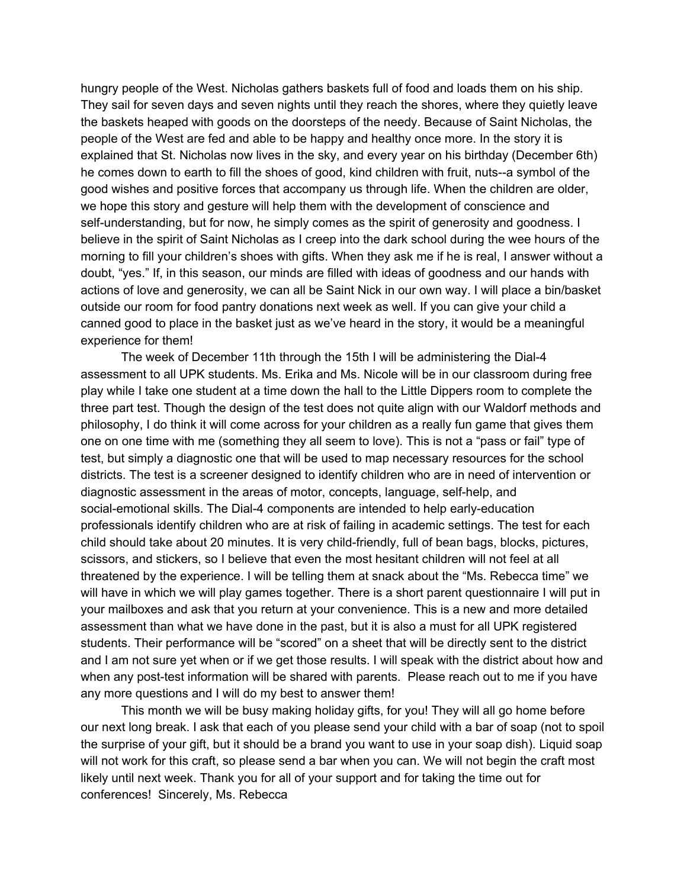hungry people of the West. Nicholas gathers baskets full of food and loads them on his ship. They sail for seven days and seven nights until they reach the shores, where they quietly leave the baskets heaped with goods on the doorsteps of the needy. Because of Saint Nicholas, the people of the West are fed and able to be happy and healthy once more. In the story it is explained that St. Nicholas now lives in the sky, and every year on his birthday (December 6th) he comes down to earth to fill the shoes of good, kind children with fruit, nuts--a symbol of the good wishes and positive forces that accompany us through life. When the children are older, we hope this story and gesture will help them with the development of conscience and self-understanding, but for now, he simply comes as the spirit of generosity and goodness. I believe in the spirit of Saint Nicholas as I creep into the dark school during the wee hours of the morning to fill your children's shoes with gifts. When they ask me if he is real, I answer without a doubt, "yes." If, in this season, our minds are filled with ideas of goodness and our hands with actions of love and generosity, we can all be Saint Nick in our own way. I will place a bin/basket outside our room for food pantry donations next week as well. If you can give your child a canned good to place in the basket just as we've heard in the story, it would be a meaningful experience for them!

The week of December 11th through the 15th I will be administering the Dial-4 assessment to all UPK students. Ms. Erika and Ms. Nicole will be in our classroom during free play while I take one student at a time down the hall to the Little Dippers room to complete the three part test. Though the design of the test does not quite align with our Waldorf methods and philosophy, I do think it will come across for your children as a really fun game that gives them one on one time with me (something they all seem to love). This is not a "pass or fail" type of test, but simply a diagnostic one that will be used to map necessary resources for the school districts. The test is a screener designed to identify children who are in need of intervention or diagnostic assessment in the areas of motor, concepts, language, self-help, and social-emotional skills. The Dial-4 components are intended to help early-education professionals identify children who are at risk of failing in academic settings. The test for each child should take about 20 minutes. It is very child-friendly, full of bean bags, blocks, pictures, scissors, and stickers, so I believe that even the most hesitant children will not feel at all threatened by the experience. I will be telling them at snack about the "Ms. Rebecca time" we will have in which we will play games together. There is a short parent questionnaire I will put in your mailboxes and ask that you return at your convenience. This is a new and more detailed assessment than what we have done in the past, but it is also a must for all UPK registered students. Their performance will be "scored" on a sheet that will be directly sent to the district and I am not sure yet when or if we get those results. I will speak with the district about how and when any post-test information will be shared with parents. Please reach out to me if you have any more questions and I will do my best to answer them!

This month we will be busy making holiday gifts, for you! They will all go home before our next long break. I ask that each of you please send your child with a bar of soap (not to spoil the surprise of your gift, but it should be a brand you want to use in your soap dish). Liquid soap will not work for this craft, so please send a bar when you can. We will not begin the craft most likely until next week. Thank you for all of your support and for taking the time out for conferences! Sincerely, Ms. Rebecca